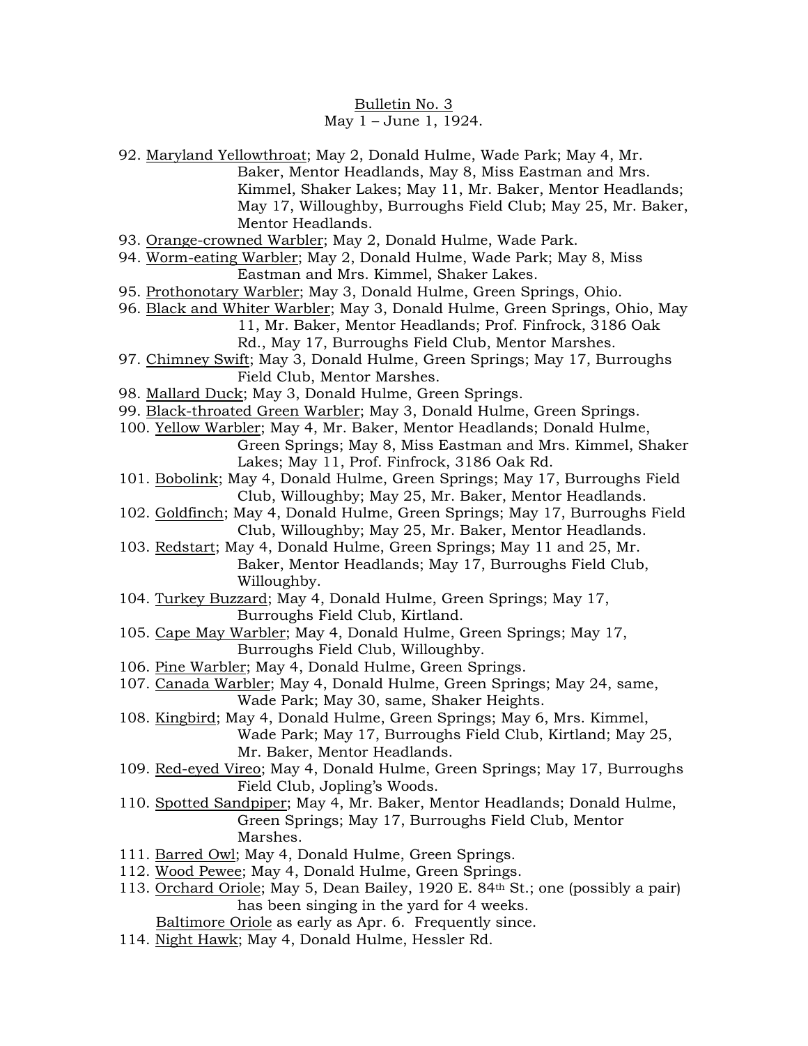<u>Bulletin No. 3</u>
May 1 – June 1, 1924.

92. <u>Maryland Yellowthroat</u>; May 2, Donald Hulme, Wade Park; May 4, Mr. Baker, Mentor Headlands, May 8, Miss Eastman and Mrs. Kimmel, Shaker Lakes; May 11, Mr. Baker, Mentor Headlands; May 17, Willoughby, Burroughs Field Club; May 25, Mr. Baker, Mentor Headlands.
93. <u>Orange-crowned Warbler</u>; May 2, Donald Hulme, Wade Park.
94. <u>Worm-eating Warbler</u>; May 2, Donald Hulme, Wade Park; May 8, Miss Eastman and Mrs. Kimmel, Shaker Lakes.
95. <u>Prothonotary Warbler</u>; May 3, Donald Hulme, Green Springs, Ohio.
96. <u>Black and Whiter Warbler</u>; May 3, Donald Hulme, Green Springs, Ohio, May 11, Mr. Baker, Mentor Headlands; Prof. Finfrock, 3186 Oak Rd., May 17, Burroughs Field Club, Mentor Marshes.
97. <u>Chimney Swift</u>; May 3, Donald Hulme, Green Springs; May 17, Burroughs Field Club, Mentor Marshes.
98. <u>Mallard Duck</u>; May 3, Donald Hulme, Green Springs.
99. <u>Black-throated Green Warbler</u>; May 3, Donald Hulme, Green Springs.
100. <u>Yellow Warbler</u>; May 4, Mr. Baker, Mentor Headlands; Donald Hulme, Green Springs; May 8, Miss Eastman and Mrs. Kimmel, Shaker Lakes; May 11, Prof. Finfrock, 3186 Oak Rd.
101. <u>Bobolink</u>; May 4, Donald Hulme, Green Springs; May 17, Burroughs Field Club, Willoughby; May 25, Mr. Baker, Mentor Headlands.
102. <u>Goldfinch</u>; May 4, Donald Hulme, Green Springs; May 17, Burroughs Field Club, Willoughby; May 25, Mr. Baker, Mentor Headlands.
103. <u>Redstart</u>; May 4, Donald Hulme, Green Springs; May 11 and 25, Mr. Baker, Mentor Headlands; May 17, Burroughs Field Club, Willoughby.
104. <u>Turkey Buzzard</u>; May 4, Donald Hulme, Green Springs; May 17, Burroughs Field Club, Kirtland.
105. <u>Cape May Warbler</u>; May 4, Donald Hulme, Green Springs; May 17, Burroughs Field Club, Willoughby.
106. <u>Pine Warbler</u>; May 4, Donald Hulme, Green Springs.
107. <u>Canada Warbler</u>; May 4, Donald Hulme, Green Springs; May 24, same, Wade Park; May 30, same, Shaker Heights.
108. <u>Kingbird</u>; May 4, Donald Hulme, Green Springs; May 6, Mrs. Kimmel, Wade Park; May 17, Burroughs Field Club, Kirtland; May 25, Mr. Baker, Mentor Headlands.
109. <u>Red-eyed Vireo</u>; May 4, Donald Hulme, Green Springs; May 17, Burroughs Field Club, Jopling's Woods.
110. <u>Spotted Sandpiper</u>; May 4, Mr. Baker, Mentor Headlands; Donald Hulme, Green Springs; May 17, Burroughs Field Club, Mentor Marshes.
111. <u>Barred Owl</u>; May 4, Donald Hulme, Green Springs.
112. <u>Wood Pewee</u>; May 4, Donald Hulme, Green Springs.
113. <u>Orchard Oriole</u>; May 5, Dean Bailey, 1920 E. 84th St.; one (possibly a pair) has been singing in the yard for 4 weeks.
     <u>Baltimore Oriole</u> as early as Apr. 6. Frequently since.
114. <u>Night Hawk</u>; May 4, Donald Hulme, Hessler Rd.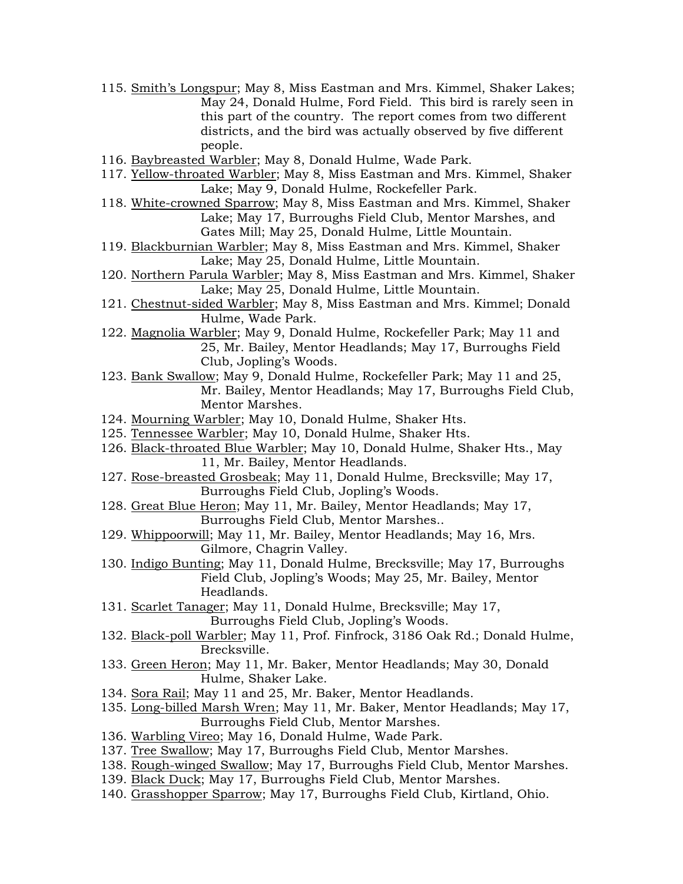115. Smith's Longspur; May 8, Miss Eastman and Mrs. Kimmel, Shaker Lakes; May 24, Donald Hulme, Ford Field. This bird is rarely seen in this part of the country. The report comes from two different districts, and the bird was actually observed by five different people.
116. Baybreasted Warbler; May 8, Donald Hulme, Wade Park.
117. Yellow-throated Warbler; May 8, Miss Eastman and Mrs. Kimmel, Shaker Lake; May 9, Donald Hulme, Rockefeller Park.
118. White-crowned Sparrow; May 8, Miss Eastman and Mrs. Kimmel, Shaker Lake; May 17, Burroughs Field Club, Mentor Marshes, and Gates Mill; May 25, Donald Hulme, Little Mountain.
119. Blackburnian Warbler; May 8, Miss Eastman and Mrs. Kimmel, Shaker Lake; May 25, Donald Hulme, Little Mountain.
120. Northern Parula Warbler; May 8, Miss Eastman and Mrs. Kimmel, Shaker Lake; May 25, Donald Hulme, Little Mountain.
121. Chestnut-sided Warbler; May 8, Miss Eastman and Mrs. Kimmel; Donald Hulme, Wade Park.
122. Magnolia Warbler; May 9, Donald Hulme, Rockefeller Park; May 11 and 25, Mr. Bailey, Mentor Headlands; May 17, Burroughs Field Club, Jopling's Woods.
123. Bank Swallow; May 9, Donald Hulme, Rockefeller Park; May 11 and 25, Mr. Bailey, Mentor Headlands; May 17, Burroughs Field Club, Mentor Marshes.
124. Mourning Warbler; May 10, Donald Hulme, Shaker Hts.
125. Tennessee Warbler; May 10, Donald Hulme, Shaker Hts.
126. Black-throated Blue Warbler; May 10, Donald Hulme, Shaker Hts., May 11, Mr. Bailey, Mentor Headlands.
127. Rose-breasted Grosbeak; May 11, Donald Hulme, Brecksville; May 17, Burroughs Field Club, Jopling's Woods.
128. Great Blue Heron; May 11, Mr. Bailey, Mentor Headlands; May 17, Burroughs Field Club, Mentor Marshes..
129. Whippoorwill; May 11, Mr. Bailey, Mentor Headlands; May 16, Mrs. Gilmore, Chagrin Valley.
130. Indigo Bunting; May 11, Donald Hulme, Brecksville; May 17, Burroughs Field Club, Jopling's Woods; May 25, Mr. Bailey, Mentor Headlands.
131. Scarlet Tanager; May 11, Donald Hulme, Brecksville; May 17, Burroughs Field Club, Jopling's Woods.
132. Black-poll Warbler; May 11, Prof. Finfrock, 3186 Oak Rd.; Donald Hulme, Brecksville.
133. Green Heron; May 11, Mr. Baker, Mentor Headlands; May 30, Donald Hulme, Shaker Lake.
134. Sora Rail; May 11 and 25, Mr. Baker, Mentor Headlands.
135. Long-billed Marsh Wren; May 11, Mr. Baker, Mentor Headlands; May 17, Burroughs Field Club, Mentor Marshes.
136. Warbling Vireo; May 16, Donald Hulme, Wade Park.
137. Tree Swallow; May 17, Burroughs Field Club, Mentor Marshes.
138. Rough-winged Swallow; May 17, Burroughs Field Club, Mentor Marshes.
139. Black Duck; May 17, Burroughs Field Club, Mentor Marshes.
140. Grasshopper Sparrow; May 17, Burroughs Field Club, Kirtland, Ohio.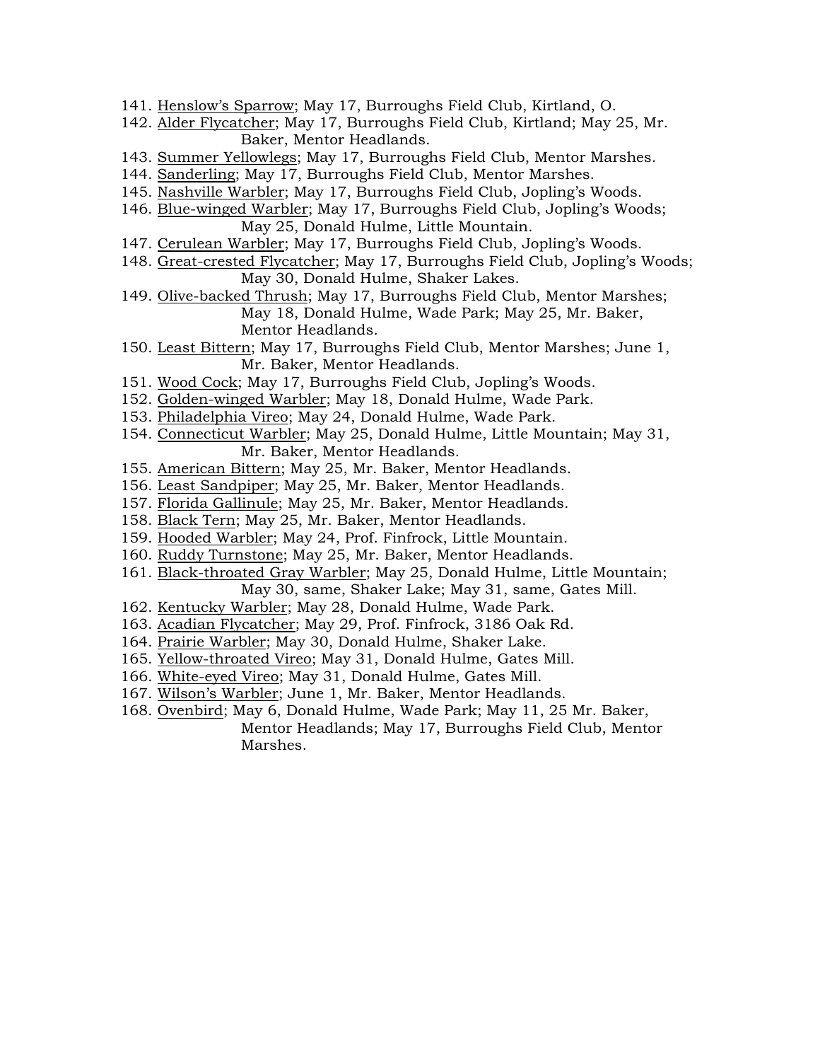141. <u>Henslow's Sparrow</u>; May 17, Burroughs Field Club, Kirtland, O.
142. <u>Alder Flycatcher</u>; May 17, Burroughs Field Club, Kirtland; May 25, Mr. Baker, Mentor Headlands.
143. <u>Summer Yellowlegs</u>; May 17, Burroughs Field Club, Mentor Marshes.
144. <u>Sanderling</u>; May 17, Burroughs Field Club, Mentor Marshes.
145. <u>Nashville Warbler</u>; May 17, Burroughs Field Club, Jopling's Woods.
146. <u>Blue-winged Warbler</u>; May 17, Burroughs Field Club, Jopling's Woods; May 25, Donald Hulme, Little Mountain.
147. <u>Cerulean Warbler</u>; May 17, Burroughs Field Club, Jopling's Woods.
148. <u>Great-crested Flycatcher</u>; May 17, Burroughs Field Club, Jopling's Woods; May 30, Donald Hulme, Shaker Lakes.
149. <u>Olive-backed Thrush</u>; May 17, Burroughs Field Club, Mentor Marshes; May 18, Donald Hulme, Wade Park; May 25, Mr. Baker, Mentor Headlands.
150. <u>Least Bittern</u>; May 17, Burroughs Field Club, Mentor Marshes; June 1, Mr. Baker, Mentor Headlands.
151. <u>Wood Cock</u>; May 17, Burroughs Field Club, Jopling's Woods.
152. <u>Golden-winged Warbler</u>; May 18, Donald Hulme, Wade Park.
153. <u>Philadelphia Vireo</u>; May 24, Donald Hulme, Wade Park.
154. <u>Connecticut Warbler</u>; May 25, Donald Hulme, Little Mountain; May 31, Mr. Baker, Mentor Headlands.
155. <u>American Bittern</u>; May 25, Mr. Baker, Mentor Headlands.
156. <u>Least Sandpiper</u>; May 25, Mr. Baker, Mentor Headlands.
157. <u>Florida Gallinule</u>; May 25, Mr. Baker, Mentor Headlands.
158. <u>Black Tern</u>; May 25, Mr. Baker, Mentor Headlands.
159. <u>Hooded Warbler</u>; May 24, Prof. Finfrock, Little Mountain.
160. <u>Ruddy Turnstone</u>; May 25, Mr. Baker, Mentor Headlands.
161. <u>Black-throated Gray Warbler</u>; May 25, Donald Hulme, Little Mountain; May 30, same, Shaker Lake; May 31, same, Gates Mill.
162. <u>Kentucky Warbler</u>; May 28, Donald Hulme, Wade Park.
163. <u>Acadian Flycatcher</u>; May 29, Prof. Finfrock, 3186 Oak Rd.
164. <u>Prairie Warbler</u>; May 30, Donald Hulme, Shaker Lake.
165. <u>Yellow-throated Vireo</u>; May 31, Donald Hulme, Gates Mill.
166. <u>White-eyed Vireo</u>; May 31, Donald Hulme, Gates Mill.
167. <u>Wilson's Warbler</u>; June 1, Mr. Baker, Mentor Headlands.
168. <u>Ovenbird</u>; May 6, Donald Hulme, Wade Park; May 11, 25 Mr. Baker, Mentor Headlands; May 17, Burroughs Field Club, Mentor Marshes.